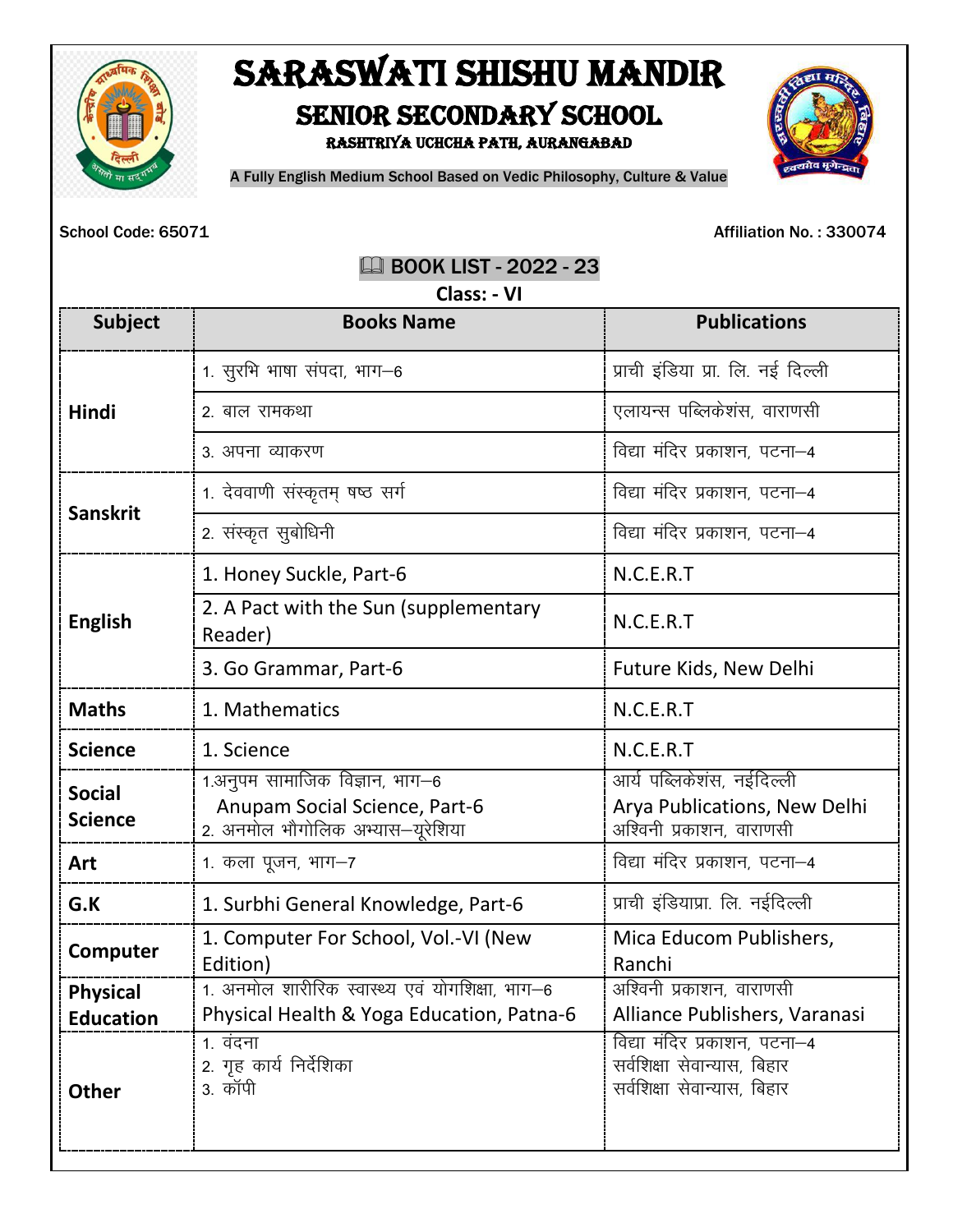# SARASWATI SHISHU MANDIR

## SENIOR SECONDARY SCHOOL

### RASHTRIYA UCHCHA PATH, AURANGABAD

A Fully English Medium School Based on Vedic Philosophy, Culture & Value

School Code: 65071

Affiliation No. : 330074

## 📖 BOOK LIST - 2022 - 23

**Class: - VI**

| Subject | Books Name | Publications |
|---|---|---|
| Hindi | 1. सुरभि भाषा संपदा, भाग–6 | प्राची इंडिया प्रा. लि. नई दिल्ली |
| | 2. बाल रामकथा | एलायन्स पब्लिकेशंस, वाराणसी |
| | 3. अपना व्याकरण | विद्या मंदिर प्रकाशन, पटना–4 |
| Sanskrit | 1. देववाणी संस्कृतम् षष्ठ सर्ग | विद्या मंदिर प्रकाशन, पटना–4 |
| | 2. संस्कृत सुबोधिनी | विद्या मंदिर प्रकाशन, पटना–4 |
| English | 1. Honey Suckle, Part-6 | N.C.E.R.T |
| | 2. A Pact with the Sun (supplementary Reader) | N.C.E.R.T |
| | 3. Go Grammar, Part-6 | Future Kids, New Delhi |
| Maths | 1. Mathematics | N.C.E.R.T |
| Science | 1. Science | N.C.E.R.T |
| Social Science | 1.अनुपम सामाजिक विज्ञान, भाग–6<br>Anupam Social Science, Part-6<br>2. अनमोल भौगोलिक अभ्यास–यूरेशिया | आर्य पब्लिकेशंस, नईदिल्ली<br>Arya Publications, New Delhi<br>अश्विनी प्रकाशन, वाराणसी |
| Art | 1. कला पूजन, भाग–7 | विद्या मंदिर प्रकाशन, पटना–4 |
| G.K | 1. Surbhi General Knowledge, Part-6 | प्राची इंडियाप्रा. लि. नईदिल्ली |
| Computer | 1. Computer For School, Vol.-VI (New Edition) | Mica Educom Publishers, Ranchi |
| Physical Education | 1. अनमोल शारीरिक स्वास्थ्य एवं योगशिक्षा, भाग–6<br>Physical Health & Yoga Education, Patna-6 | अश्विनी प्रकाशन, वाराणसी<br>Alliance Publishers, Varanasi |
| Other | 1. वंदना<br>2. गृह कार्य निर्देशिका<br>3. कॉपी | विद्या मंदिर प्रकाशन, पटना–4<br>सर्वशिक्षा सेवान्यास, बिहार<br>सर्वशिक्षा सेवान्यास, बिहार |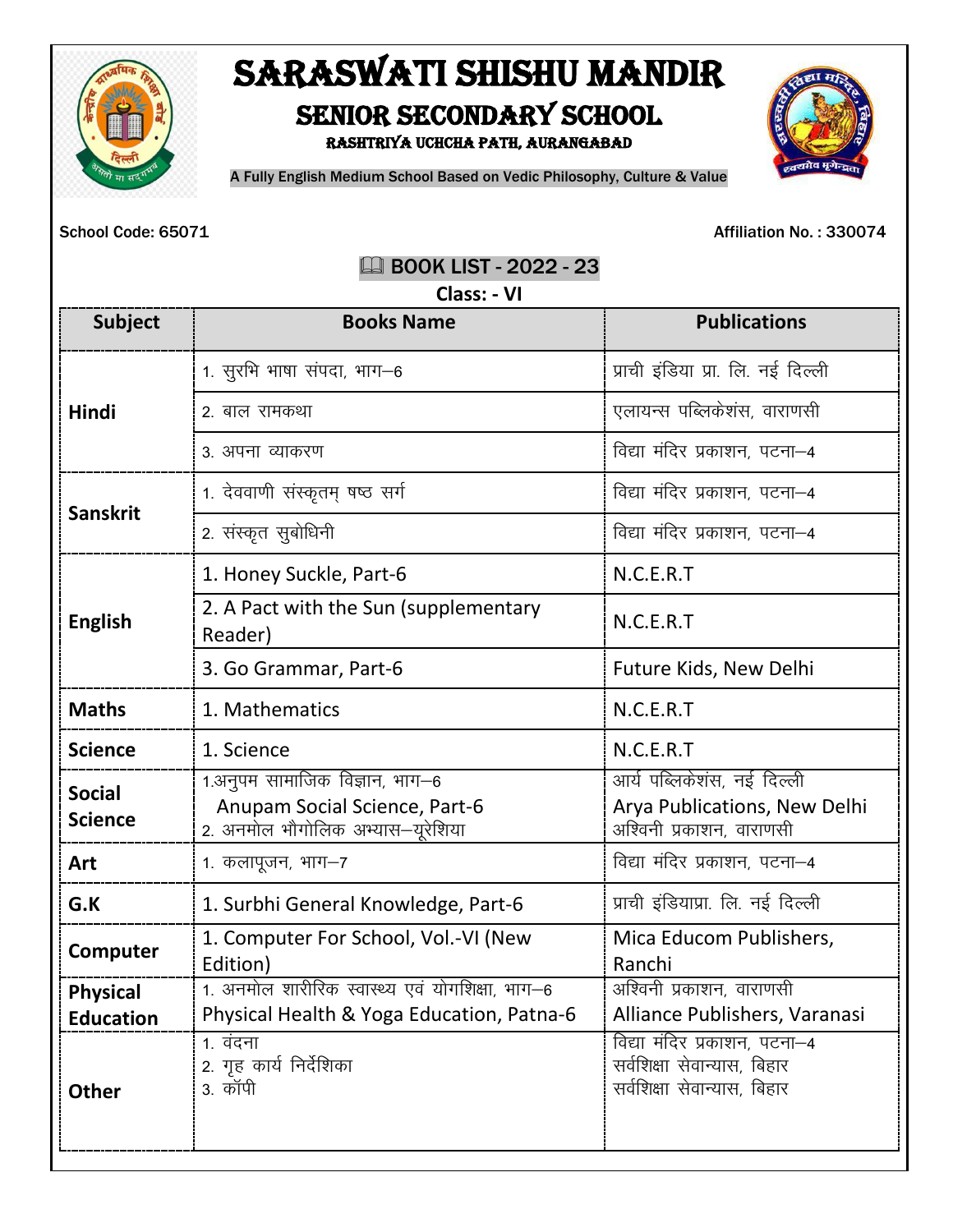# SARASWATI SHISHU MANDIR

## SENIOR SECONDARY SCHOOL

RASHTRIYA UCHCHA PATH, AURANGABAD

A Fully English Medium School Based on Vedic Philosophy, Culture & Value

School Code: 65071

Affiliation No. : 330074

## 📖 BOOK LIST - 2022 - 23

**Class: - VI**

| Subject | Books Name | Publications |
|---|---|---|
| **Hindi** | 1. सुरभि भाषा संपदा, भाग–6 | प्राची इंडिया प्रा. लि. नई दिल्ली |
| | 2. बाल रामकथा | एलायन्स पब्लिकेशंस, वाराणसी |
| | 3. अपना व्याकरण | विद्या मंदिर प्रकाशन, पटना–4 |
| **Sanskrit** | 1. देववाणी संस्कृतम् षष्ठ सर्ग | विद्या मंदिर प्रकाशन, पटना–4 |
| | 2. संस्कृत सुबोधिनी | विद्या मंदिर प्रकाशन, पटना–4 |
| **English** | 1. Honey Suckle, Part-6 | N.C.E.R.T |
| | 2. A Pact with the Sun (supplementary Reader) | N.C.E.R.T |
| | 3. Go Grammar, Part-6 | Future Kids, New Delhi |
| **Maths** | 1. Mathematics | N.C.E.R.T |
| **Science** | 1. Science | N.C.E.R.T |
| **Social Science** | 1.अनुपम सामाजिक विज्ञान, भाग–6<br>Anupam Social Science, Part-6<br>2. अनमोल भौगोलिक अभ्यास–यूरेशिया | आर्य पब्लिकेशंस, नई दिल्ली<br>Arya Publications, New Delhi<br>अश्विनी प्रकाशन, वाराणसी |
| **Art** | 1. कलापूजन, भाग–7 | विद्या मंदिर प्रकाशन, पटना–4 |
| **G.K** | 1. Surbhi General Knowledge, Part-6 | प्राची इंडियाप्रा. लि. नई दिल्ली |
| **Computer** | 1. Computer For School, Vol.-VI (New Edition) | Mica Educom Publishers, Ranchi |
| **Physical Education** | 1. अनमोल शारीरिक स्वास्थ्य एवं योगशिक्षा, भाग–6<br>Physical Health & Yoga Education, Patna-6 | अश्विनी प्रकाशन, वाराणसी<br>Alliance Publishers, Varanasi |
| **Other** | 1. वंदना<br>2. गृह कार्य निर्देशिका<br>3. कॉपी | विद्या मंदिर प्रकाशन, पटना–4<br>सर्वशिक्षा सेवान्यास, बिहार<br>सर्वशिक्षा सेवान्यास, बिहार |